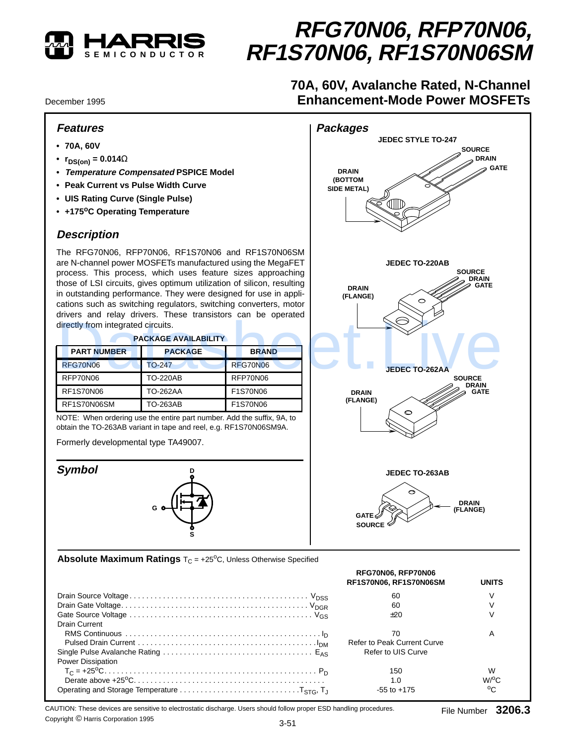HARRIS SEMICONDUCTOR

# RFG70N06, RFP70N06, RF1S70N06, RF1S70N06SM

## 70A, 60V, Avalanche Rated, N-Channel Enhancement-Mode Power MOSFETs

December 1995

### Features

- **70A, 60V**
- **$r_{DS(on)}$ = 0.014Ω**
- ***Temperature Compensated* PSPICE Model**
- **Peak Current vs Pulse Width Curve**
- **UIS Rating Curve (Single Pulse)**
- **+175°C Operating Temperature**

### Description

The RFG70N06, RFP70N06, RF1S70N06 and RF1S70N06SM are N-channel power MOSFETs manufactured using the MegaFET process. This process, which uses feature sizes approaching those of LSI circuits, gives optimum utilization of silicon, resulting in outstanding performance. They were designed for use in applications such as switching regulators, switching converters, motor drivers and relay drivers. These transistors can be operated directly from integrated circuits.

**PACKAGE AVAILABILITY**

| PART NUMBER | PACKAGE | BRAND |
|---|---|---|
| RFG70N06 | TO-247 | RFG70N06 |
| RFP70N06 | TO-220AB | RFP70N06 |
| RF1S70N06 | TO-262AA | F1S70N06 |
| RF1S70N06SM | TO-263AB | F1S70N06 |

NOTE: When ordering use the entire part number. Add the suffix, 9A, to obtain the TO-263AB variant in tape and reel, e.g. RF1S70N06SM9A.

Formerly developmental type TA49007.

### Symbol

D, G, S

### Packages

JEDEC STYLE TO-247: SOURCE, DRAIN, GATE; DRAIN (BOTTOM SIDE METAL)

JEDEC TO-220AB: SOURCE, DRAIN, GATE; DRAIN (FLANGE)

JEDEC TO-262AA: SOURCE, DRAIN, GATE; DRAIN (FLANGE)

JEDEC TO-263AB: GATE, SOURCE; DRAIN (FLANGE)

### Absolute Maximum Ratings $T_C$ = +25°C, Unless Otherwise Specified

| | | RFG70N06, RFP70N06 RF1S70N06, RF1S70N06SM | UNITS |
|---|---|---|---|
| Drain Source Voltage | $V_{DSS}$ | 60 | V |
| Drain Gate Voltage | $V_{DGR}$ | 60 | V |
| Gate Source Voltage | $V_{GS}$ | ±20 | V |
| Drain Current | | | |
| RMS Continuous | $I_D$ | 70 | A |
| Pulsed Drain Current | $I_{DM}$ | Refer to Peak Current Curve | |
| Single Pulse Avalanche Rating | $E_{AS}$ | Refer to UIS Curve | |
| Power Dissipation | | | |
| $T_C$ = +25°C | $P_D$ | 150 | W |
| Derate above +25°C | | 1.0 | W/°C |
| Operating and Storage Temperature | $T_{STG}$, $T_J$ | -55 to +175 | °C |

CAUTION: These devices are sensitive to electrostatic discharge. Users should follow proper ESD handling procedures.

Copyright © Harris Corporation 1995

File Number 3206.3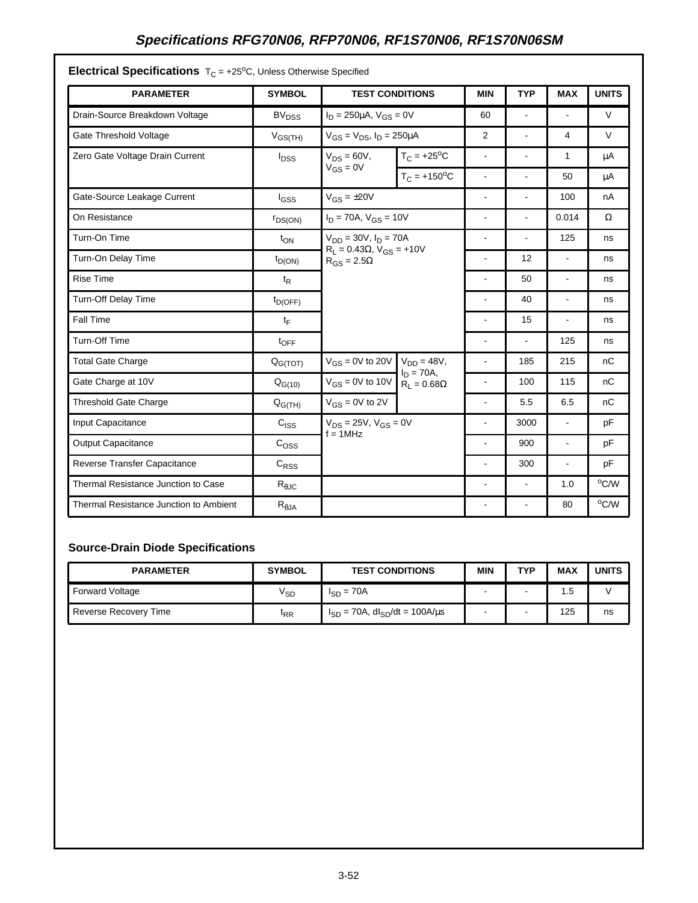## Electrical Specifications $T_C = +25^oC$, Unless Otherwise Specified

| PARAMETER | SYMBOL | TEST CONDITIONS | | MIN | TYP | MAX | UNITS |
|---|---|---|---|---|---|---|---|
| Drain-Source Breakdown Voltage | $BV_{DSS}$ | $I_D = 250\mu A$, $V_{GS} = 0V$ | | 60 | - | - | V |
| Gate Threshold Voltage | $V_{GS(TH)}$ | $V_{GS} = V_{DS}$, $I_D = 250\mu A$ | | 2 | - | 4 | V |
| Zero Gate Voltage Drain Current | $I_{DSS}$ | $V_{DS} = 60V$, $V_{GS} = 0V$ | $T_C = +25^oC$ | - | - | 1 | μA |
| | | | $T_C = +150^oC$ | - | - | 50 | μA |
| Gate-Source Leakage Current | $I_{GSS}$ | $V_{GS} = \pm 20V$ | | - | - | 100 | nA |
| On Resistance | $r_{DS(ON)}$ | $I_D = 70A$, $V_{GS} = 10V$ | | - | - | 0.014 | Ω |
| Turn-On Time | $t_{ON}$ | $V_{DD} = 30V$, $I_D = 70A$ $R_L = 0.43\Omega$, $V_{GS} = +10V$ $R_{GS} = 2.5\Omega$ | | - | - | 125 | ns |
| Turn-On Delay Time | $t_{D(ON)}$ | | | - | 12 | - | ns |
| Rise Time | $t_R$ | | | - | 50 | - | ns |
| Turn-Off Delay Time | $t_{D(OFF)}$ | | | - | 40 | - | ns |
| Fall Time | $t_F$ | | | - | 15 | - | ns |
| Turn-Off Time | $t_{OFF}$ | | | - | - | 125 | ns |
| Total Gate Charge | $Q_{G(TOT)}$ | $V_{GS} = 0V$ to $20V$ | $V_{DD} = 48V$, $I_D = 70A$, $R_L = 0.68\Omega$ | - | 185 | 215 | nC |
| Gate Charge at 10V | $Q_{G(10)}$ | $V_{GS} = 0V$ to $10V$ | | - | 100 | 115 | nC |
| Threshold Gate Charge | $Q_{G(TH)}$ | $V_{GS} = 0V$ to $2V$ | | - | 5.5 | 6.5 | nC |
| Input Capacitance | $C_{ISS}$ | $V_{DS} = 25V$, $V_{GS} = 0V$ $f = 1MHz$ | | - | 3000 | - | pF |
| Output Capacitance | $C_{OSS}$ | | | - | 900 | - | pF |
| Reverse Transfer Capacitance | $C_{RSS}$ | | | - | 300 | - | pF |
| Thermal Resistance Junction to Case | $R_{\theta JC}$ | | | - | - | 1.0 | $^oC/W$ |
| Thermal Resistance Junction to Ambient | $R_{\theta JA}$ | | | - | - | 80 | $^oC/W$ |

## Source-Drain Diode Specifications

| PARAMETER | SYMBOL | TEST CONDITIONS | MIN | TYP | MAX | UNITS |
|---|---|---|---|---|---|---|
| Forward Voltage | $V_{SD}$ | $I_{SD} = 70A$ | - | - | 1.5 | V |
| Reverse Recovery Time | $t_{RR}$ | $I_{SD} = 70A$, $dI_{SD}/dt = 100A/\mu s$ | - | - | 125 | ns |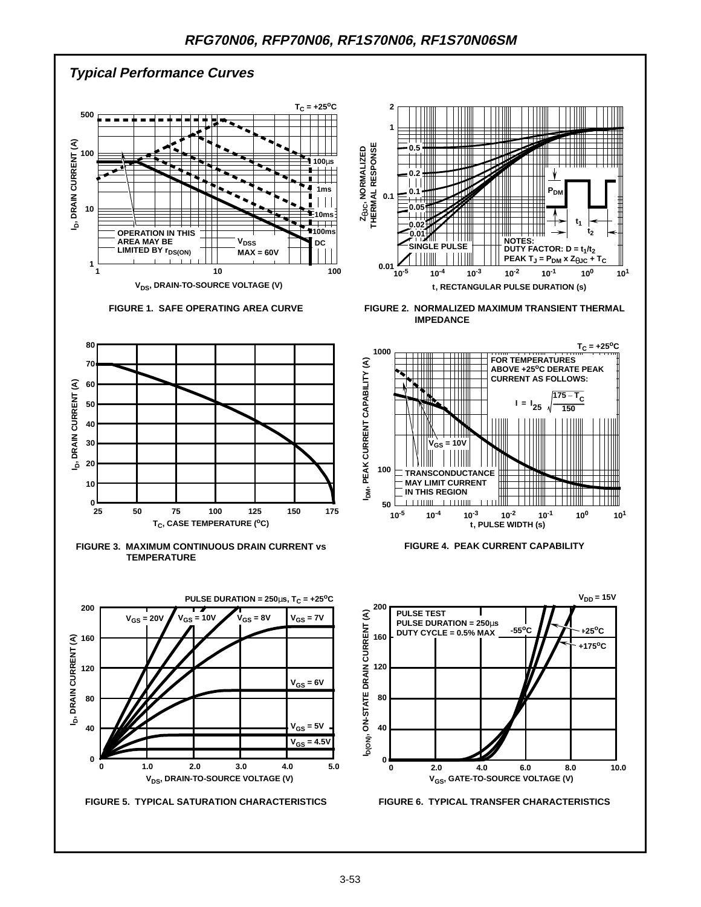## Typical Performance Curves

FIGURE 1. SAFE OPERATING AREA CURVE

FIGURE 2. NORMALIZED MAXIMUM TRANSIENT THERMAL IMPEDANCE

FIGURE 3. MAXIMUM CONTINUOUS DRAIN CURRENT vs TEMPERATURE

FIGURE 4. PEAK CURRENT CAPABILITY

FIGURE 5. TYPICAL SATURATION CHARACTERISTICS

FIGURE 6. TYPICAL TRANSFER CHARACTERISTICS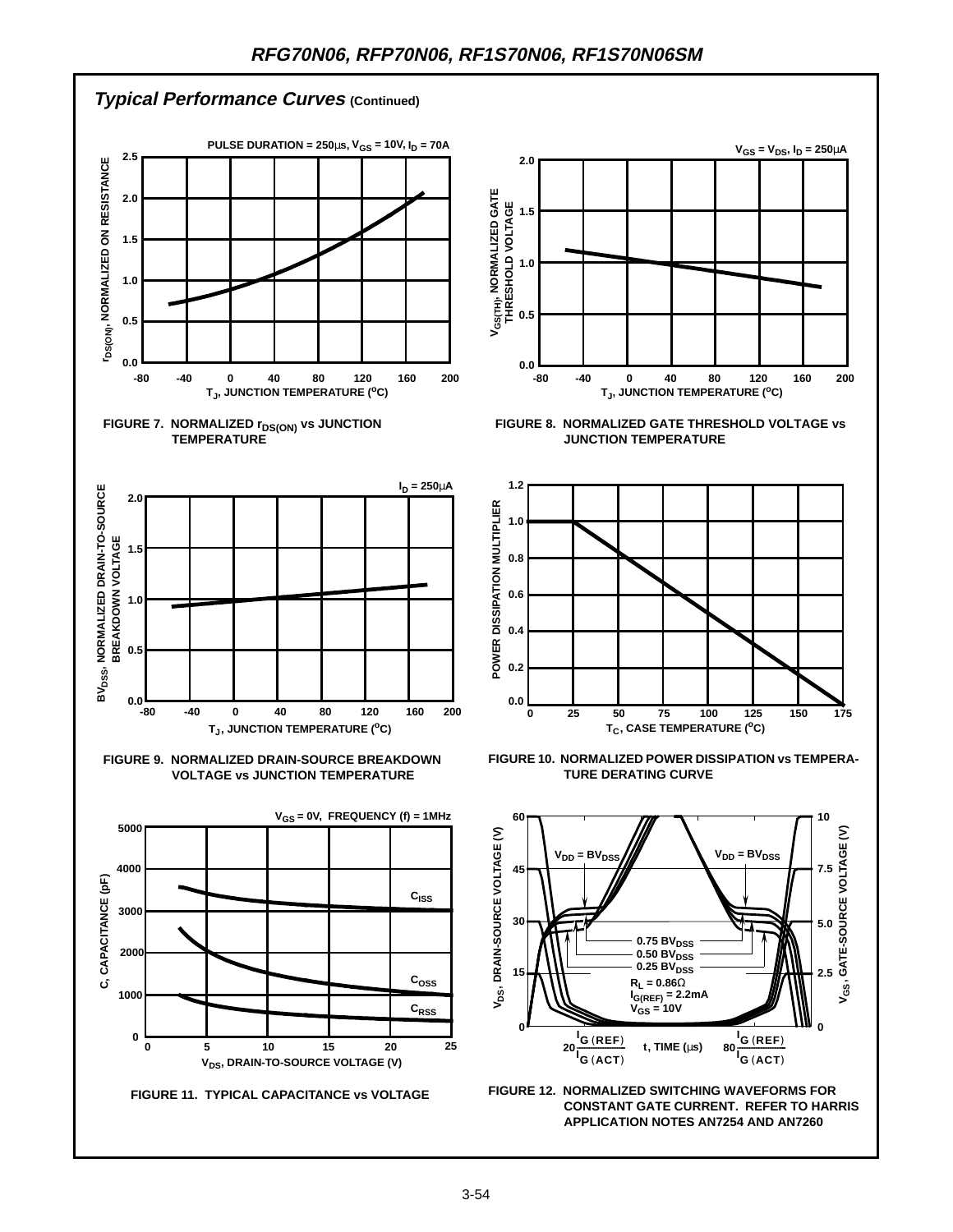## *Typical Performance Curves* (Continued)

FIGURE 7. NORMALIZED $r_{DS(ON)}$ vs JUNCTION TEMPERATURE

FIGURE 8. NORMALIZED GATE THRESHOLD VOLTAGE vs JUNCTION TEMPERATURE

FIGURE 9. NORMALIZED DRAIN-SOURCE BREAKDOWN VOLTAGE vs JUNCTION TEMPERATURE

FIGURE 10. NORMALIZED POWER DISSIPATION vs TEMPERATURE DERATING CURVE

FIGURE 11. TYPICAL CAPACITANCE vs VOLTAGE

FIGURE 12. NORMALIZED SWITCHING WAVEFORMS FOR CONSTANT GATE CURRENT. REFER TO HARRIS APPLICATION NOTES AN7254 AND AN7260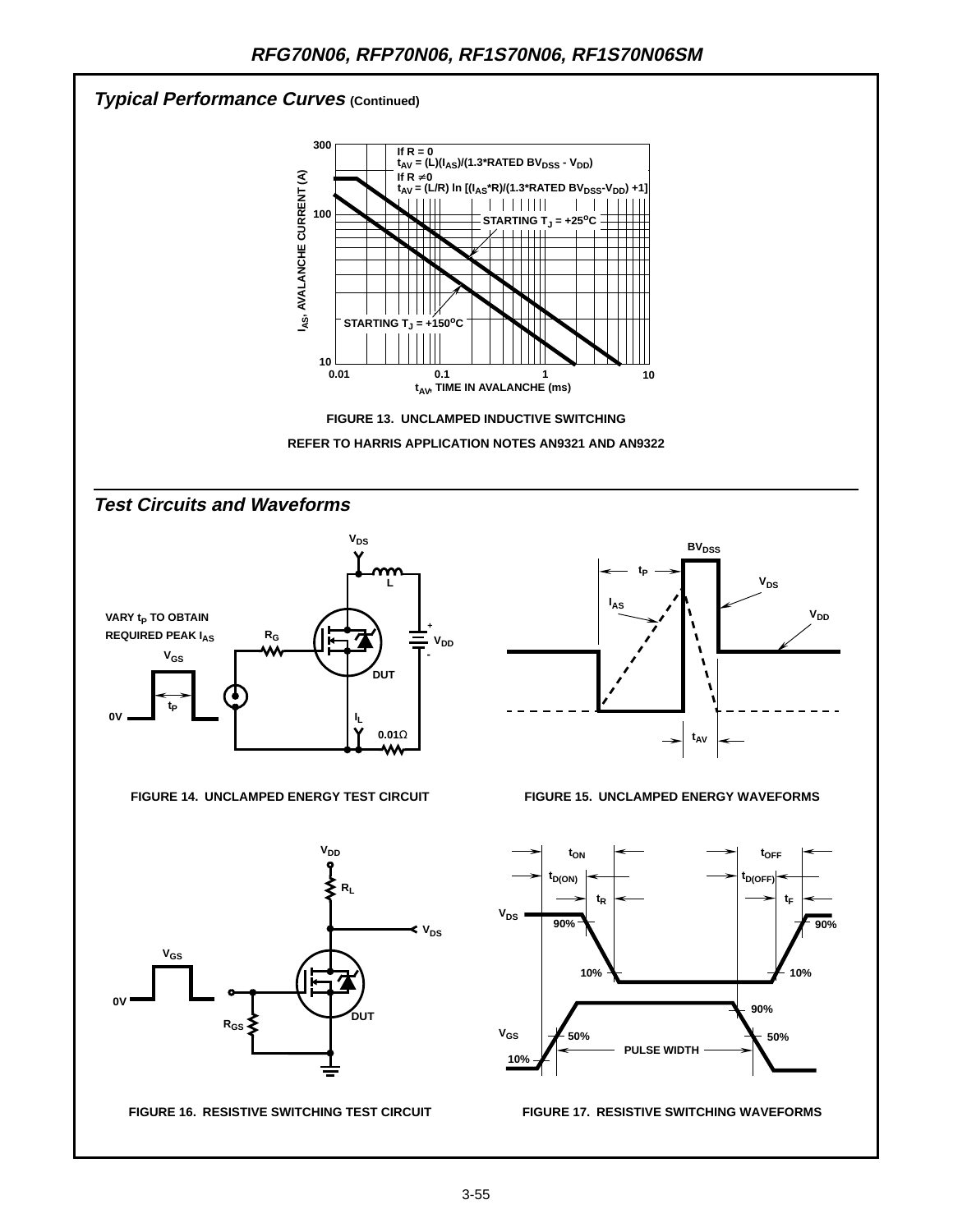## Typical Performance Curves (Continued)

If R = 0
$t_{AV} = (L)(I_{AS})/(1.3*RATED\ BV_{DSS} - V_{DD})$
If R ≠ 0
$t_{AV} = (L/R)\ ln\ [(I_{AS}*R)/(1.3*RATED\ BV_{DSS}-V_{DD}) +1]$

STARTING $T_J$ = +25°C

STARTING $T_J$ = +150°C

$I_{AS}$, AVALANCHE CURRENT (A)

$t_{AV}$, TIME IN AVALANCHE (ms)

FIGURE 13. UNCLAMPED INDUCTIVE SWITCHING

REFER TO HARRIS APPLICATION NOTES AN9321 AND AN9322

## Test Circuits and Waveforms

VARY $t_P$ TO OBTAIN REQUIRED PEAK $I_{AS}$

FIGURE 14. UNCLAMPED ENERGY TEST CIRCUIT

FIGURE 15. UNCLAMPED ENERGY WAVEFORMS

FIGURE 16. RESISTIVE SWITCHING TEST CIRCUIT

FIGURE 17. RESISTIVE SWITCHING WAVEFORMS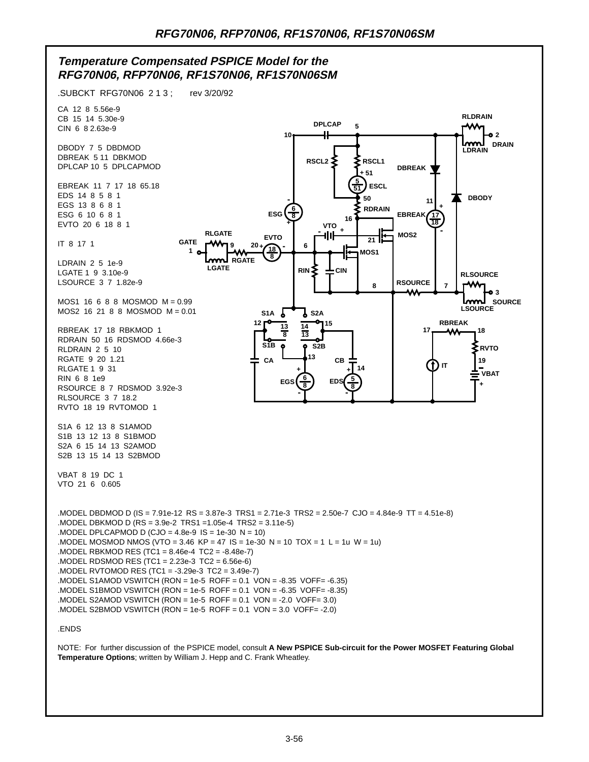## *Temperature Compensated PSPICE Model for the RFG70N06, RFP70N06, RF1S70N06, RF1S70N06SM*

```
.SUBCKT RFG70N06 2 1 3 ;     rev 3/20/92

CA 12 8 5.56e-9
CB 15 14 5.30e-9
CIN 6 8 2.63e-9

DBODY 7 5 DBDMOD
DBREAK 5 11 DBKMOD
DPLCAP 10 5 DPLCAPMOD

EBREAK 11 7 17 18 65.18
EDS 14 8 5 8 1
EGS 13 8 6 8 1
ESG 6 10 6 8 1
EVTO 20 6 18 8 1

IT 8 17 1

LDRAIN 2 5 1e-9
LGATE 1 9 3.10e-9
LSOURCE 3 7 1.82e-9

MOS1 16 6 8 8 MOSMOD M = 0.99
MOS2 16 21 8 8 MOSMOD M = 0.01

RBREAK 17 18 RBKMOD 1
RDRAIN 50 16 RDSMOD 4.66e-3
RLDRAIN 2 5 10
RGATE 9 20 1.21
RLGATE 1 9 31
RIN 6 8 1e9
RSOURCE 8 7 RDSMOD 3.92e-3
RLSOURCE 3 7 18.2
RVTO 18 19 RVTOMOD 1

S1A 6 12 13 8 S1AMOD
S1B 13 12 13 8 S1BMOD
S2A 6 15 14 13 S2AMOD
S2B 13 15 14 13 S2BMOD

VBAT 8 19 DC 1
VTO 21 6 0.605

.MODEL DBDMOD D (IS = 7.91e-12 RS = 3.87e-3 TRS1 = 2.71e-3 TRS2 = 2.50e-7 CJO = 4.84e-9 TT = 4.51e-8)
.MODEL DBKMOD D (RS = 3.9e-2 TRS1 =1.05e-4 TRS2 = 3.11e-5)
.MODEL DPLCAPMOD D (CJO = 4.8e-9 IS = 1e-30 N = 10)
.MODEL MOSMOD NMOS (VTO = 3.46 KP = 47 IS = 1e-30 N = 10 TOX = 1 L = 1u W = 1u)
.MODEL RBKMOD RES (TC1 = 8.46e-4 TC2 = -8.48e-7)
.MODEL RDSMOD RES (TC1 = 2.23e-3 TC2 = 6.56e-6)
.MODEL RVTOMOD RES (TC1 = -3.29e-3 TC2 = 3.49e-7)
.MODEL S1AMOD VSWITCH (RON = 1e-5 ROFF = 0.1 VON = -8.35 VOFF= -6.35)
.MODEL S1BMOD VSWITCH (RON = 1e-5 ROFF = 0.1 VON = -6.35 VOFF= -8.35)
.MODEL S2AMOD VSWITCH (RON = 1e-5 ROFF = 0.1 VON = -2.0 VOFF= 3.0)
.MODEL S2BMOD VSWITCH (RON = 1e-5 ROFF = 0.1 VON = 3.0 VOFF= -2.0)

.ENDS
```

RLDRAIN
DPLCAP
5
10
2
DRAIN
LDRAIN
RSCL2
RSCL1
DBREAK
+ 51
5
51
ESCL
50
DBODY
11
6
8
ESG
RDRAIN
EBREAK
17
18
16
VTO
RLGATE
EVTO
21
MOS2
GATE
1
9
20
18
8
6
MOS1
LGATE
RGATE
RIN
CIN
RLSOURCE
RSOURCE
8
7
3
SOURCE
LSOURCE
S1A
S2A
12
13
8
14
13
15
RBREAK
17
18
S1B
S2B
RVTO
13
CA
CB
14
19
IT
VBAT
EGS
6
8
EDS
5
8

NOTE: For further discussion of the PSPICE model, consult **A New PSPICE Sub-circuit for the Power MOSFET Featuring Global Temperature Options**; written by William J. Hepp and C. Frank Wheatley.